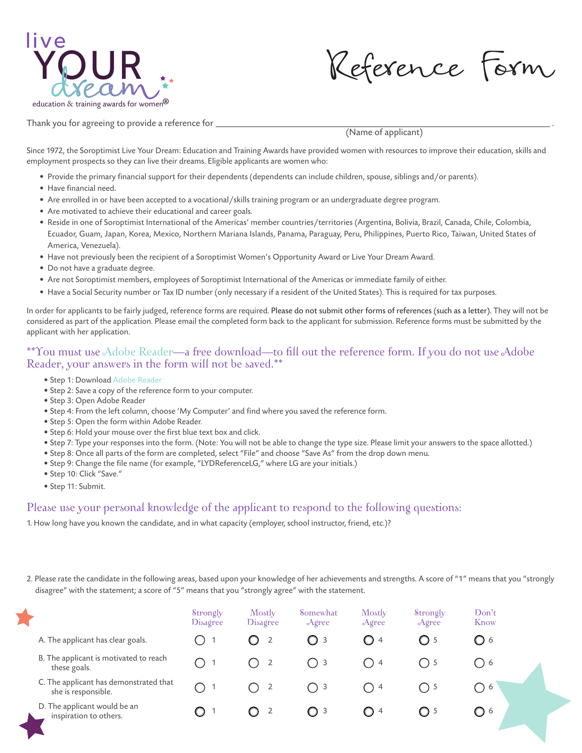live YOUR dream

education & training awards for women®

# Reference Form

Thank you for agreeing to provide a reference for ______________________________________________.
(Name of applicant)

Since 1972, the Soroptimist Live Your Dream: Education and Training Awards have provided women with resources to improve their education, skills and employment prospects so they can live their dreams. Eligible applicants are women who:

- Provide the primary financial support for their dependents (dependents can include children, spouse, siblings and/or parents).
- Have financial need.
- Are enrolled in or have been accepted to a vocational/skills training program or an undergraduate degree program.
- Are motivated to achieve their educational and career goals.
- Reside in one of Soroptimist International of the Americas' member countries/territories (Argentina, Bolivia, Brazil, Canada, Chile, Colombia, Ecuador, Guam, Japan, Korea, Mexico, Northern Mariana Islands, Panama, Paraguay, Peru, Philippines, Puerto Rico, Taiwan, United States of America, Venezuela).
- Have not previously been the recipient of a Soroptimist Women's Opportunity Award or Live Your Dream Award.
- Do not have a graduate degree.
- Are not Soroptimist members, employees of Soroptimist International of the Americas or immediate family of either.
- Have a Social Security number or Tax ID number (only necessary if a resident of the United States). This is required for tax purposes.

In order for applicants to be fairly judged, reference forms are required. Please do not submit other forms of references (such as a letter). They will not be considered as part of the application. Please email the completed form back to the applicant for submission. Reference forms must be submitted by the applicant with her application.

## **You must use Adobe Reader—a free download—to fill out the reference form. If you do not use Adobe Reader, your answers in the form will not be saved.**

- Step 1: Download Adobe Reader
- Step 2: Save a copy of the reference form to your computer.
- Step 3: Open Adobe Reader
- Step 4: From the left column, choose 'My Computer' and find where you saved the reference form.
- Step 5: Open the form within Adobe Reader.
- Step 6: Hold your mouse over the first blue text box and click.
- Step 7: Type your responses into the form. (Note: You will not be able to change the type size. Please limit your answers to the space allotted.)
- Step 8: Once all parts of the form are completed, select "File" and choose "Save As" from the drop down menu.
- Step 9: Change the file name (for example, "LYDReferenceLG," where LG are your initials.)
- Step 10: Click "Save."
- Step 11: Submit.

## Please use your personal knowledge of the applicant to respond to the following questions:

1. How long have you known the candidate, and in what capacity (employer, school instructor, friend, etc.)?

2. Please rate the candidate in the following areas, based upon your knowledge of her achievements and strengths. A score of "1" means that you "strongly disagree" with the statement; a score of "5" means that you "strongly agree" with the statement.

| | Strongly Disagree | Mostly Disagree | Somewhat Agree | Mostly Agree | Strongly Agree | Don't Know |
|---|---|---|---|---|---|---|
| A. The applicant has clear goals. | ○ 1 | ○ 2 | ○ 3 | ○ 4 | ○ 5 | ○ 6 |
| B. The applicant is motivated to reach these goals. | ○ 1 | ○ 2 | ○ 3 | ○ 4 | ○ 5 | ○ 6 |
| C. The applicant has demonstrated that she is responsible. | ○ 1 | ○ 2 | ○ 3 | ○ 4 | ○ 5 | ○ 6 |
| D. The applicant would be an inspiration to others. | ○ 1 | ○ 2 | ○ 3 | ○ 4 | ○ 5 | ○ 6 |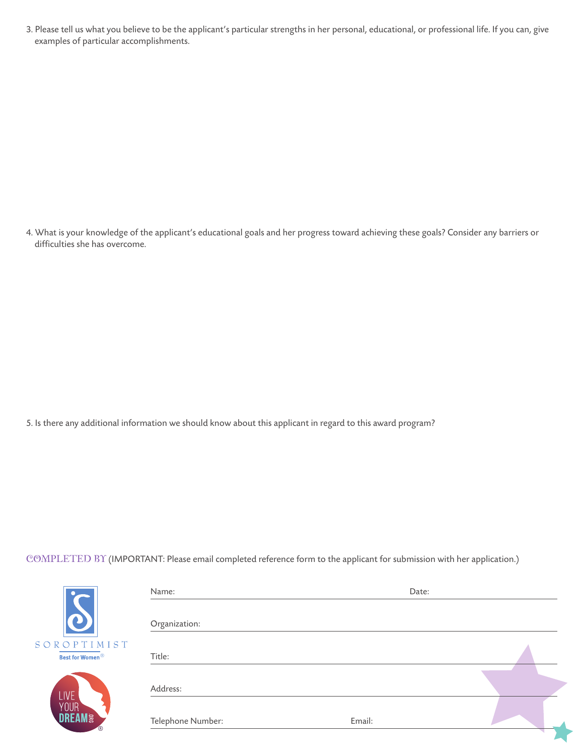3. Please tell us what you believe to be the applicant's particular strengths in her personal, educational, or professional life. If you can, give examples of particular accomplishments.

4. What is your knowledge of the applicant's educational goals and her progress toward achieving these goals? Consider any barriers or difficulties she has overcome.

5. Is there any additional information we should know about this applicant in regard to this award program?

COMPLETED BY (IMPORTANT: Please email completed reference form to the applicant for submission with her application.)

Name: Date:

Organization:

Title:

Address:

Telephone Number: Email:

SOROPTIMIST
Best for Women®

LIVE YOUR DREAM .ORG®